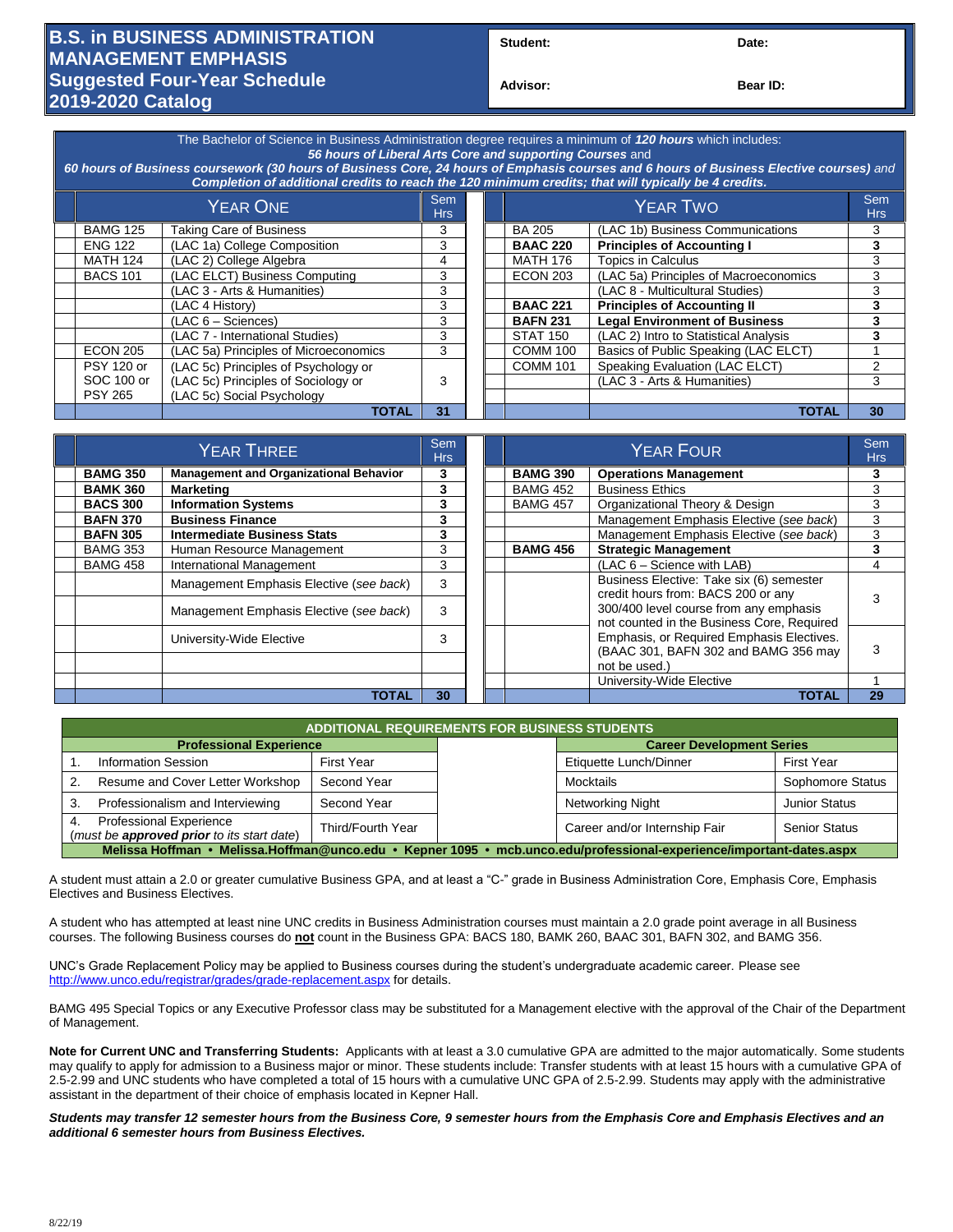# B.S. in BUSINESS ADMINISTRATION MANAGEMENT EMPHASIS
## Suggested Four-Year Schedule
## 2019-2020 Catalog

| Student: | Date: |
|---|---|
| Advisor: | Bear ID: |

The Bachelor of Science in Business Administration degree requires a minimum of ***120 hours*** which includes:
***56 hours of Liberal Arts Core and supporting Courses*** and
***60 hours of Business coursework (30 hours of Business Core, 24 hours of Emphasis courses and 6 hours of Business Elective courses)*** *and* ***Completion of additional credits to reach the 120 minimum credits; that will typically be 4 credits.***

| | YEAR ONE | Sem Hrs |
|---|---|---|
| BAMG 125 | Taking Care of Business | 3 |
| ENG 122 | (LAC 1a) College Composition | 3 |
| MATH 124 | (LAC 2) College Algebra | 4 |
| BACS 101 | (LAC ELCT) Business Computing | 3 |
| | (LAC 3 - Arts & Humanities) | 3 |
| | (LAC 4 History) | 3 |
| | (LAC 6 – Sciences) | 3 |
| | (LAC 7 - International Studies) | 3 |
| ECON 205 | (LAC 5a) Principles of Microeconomics | 3 |
| PSY 120 or SOC 100 or PSY 265 | (LAC 5c) Principles of Psychology or (LAC 5c) Principles of Sociology or (LAC 5c) Social Psychology | 3 |
| | **TOTAL** | **31** |

| | YEAR TWO | Sem Hrs |
|---|---|---|
| BA 205 | (LAC 1b) Business Communications | 3 |
| **BAAC 220** | **Principles of Accounting I** | **3** |
| MATH 176 | Topics in Calculus | 3 |
| ECON 203 | (LAC 5a) Principles of Macroeconomics | 3 |
| | (LAC 8 - Multicultural Studies) | 3 |
| **BAAC 221** | **Principles of Accounting II** | **3** |
| **BAFN 231** | **Legal Environment of Business** | **3** |
| STAT 150 | (LAC 2) Intro to Statistical Analysis | **3** |
| COMM 100 | Basics of Public Speaking (LAC ELCT) | 1 |
| COMM 101 | Speaking Evaluation (LAC ELCT) | 2 |
| | (LAC 3 - Arts & Humanities) | 3 |
| | **TOTAL** | **30** |

| | YEAR THREE | Sem Hrs |
|---|---|---|
| **BAMG 350** | **Management and Organizational Behavior** | **3** |
| **BAMK 360** | **Marketing** | **3** |
| **BACS 300** | **Information Systems** | **3** |
| **BAFN 370** | **Business Finance** | **3** |
| **BAFN 305** | **Intermediate Business Stats** | **3** |
| BAMG 353 | Human Resource Management | 3 |
| BAMG 458 | International Management | 3 |
| | Management Emphasis Elective (*see back*) | 3 |
| | Management Emphasis Elective (*see back*) | 3 |
| | University-Wide Elective | 3 |
| | **TOTAL** | **30** |

| | YEAR FOUR | Sem Hrs |
|---|---|---|
| **BAMG 390** | **Operations Management** | **3** |
| BAMG 452 | Business Ethics | 3 |
| BAMG 457 | Organizational Theory & Design | 3 |
| | Management Emphasis Elective (*see back*) | 3 |
| | Management Emphasis Elective (*see back*) | 3 |
| **BAMG 456** | **Strategic Management** | **3** |
| | (LAC 6 – Science with LAB) | 4 |
| | Business Elective: Take six (6) semester credit hours from: BACS 200 or any 300/400 level course from any emphasis not counted in the Business Core, Required Emphasis, or Required Emphasis Electives. (BAAC 301, BAFN 302 and BAMG 356 may not be used.) | 3 |
| | | 3 |
| | University-Wide Elective | 1 |
| | **TOTAL** | **29** |

## ADDITIONAL REQUIREMENTS FOR BUSINESS STUDENTS

| Professional Experience | |
|---|---|
| 1. Information Session | First Year |
| 2. Resume and Cover Letter Workshop | Second Year |
| 3. Professionalism and Interviewing | Second Year |
| 4. Professional Experience (*must be **approved prior** to its start date*) | Third/Fourth Year |

| Career Development Series | |
|---|---|
| Etiquette Lunch/Dinner | First Year |
| Mocktails | Sophomore Status |
| Networking Night | Junior Status |
| Career and/or Internship Fair | Senior Status |

**Melissa Hoffman • Melissa.Hoffman@unco.edu • Kepner 1095 • mcb.unco.edu/professional-experience/important-dates.aspx**

A student must attain a 2.0 or greater cumulative Business GPA, and at least a "C-" grade in Business Administration Core, Emphasis Core, Emphasis Electives and Business Electives.

A student who has attempted at least nine UNC credits in Business Administration courses must maintain a 2.0 grade point average in all Business courses. The following Business courses do **not** count in the Business GPA: BACS 180, BAMK 260, BAAC 301, BAFN 302, and BAMG 356.

UNC's Grade Replacement Policy may be applied to Business courses during the student's undergraduate academic career. Please see http://www.unco.edu/registrar/grades/grade-replacement.aspx for details.

BAMG 495 Special Topics or any Executive Professor class may be substituted for a Management elective with the approval of the Chair of the Department of Management.

**Note for Current UNC and Transferring Students:** Applicants with at least a 3.0 cumulative GPA are admitted to the major automatically. Some students may qualify to apply for admission to a Business major or minor. These students include: Transfer students with at least 15 hours with a cumulative GPA of 2.5-2.99 and UNC students who have completed a total of 15 hours with a cumulative UNC GPA of 2.5-2.99. Students may apply with the administrative assistant in the department of their choice of emphasis located in Kepner Hall.

***Students may transfer 12 semester hours from the Business Core, 9 semester hours from the Emphasis Core and Emphasis Electives and an additional 6 semester hours from Business Electives.***

8/22/19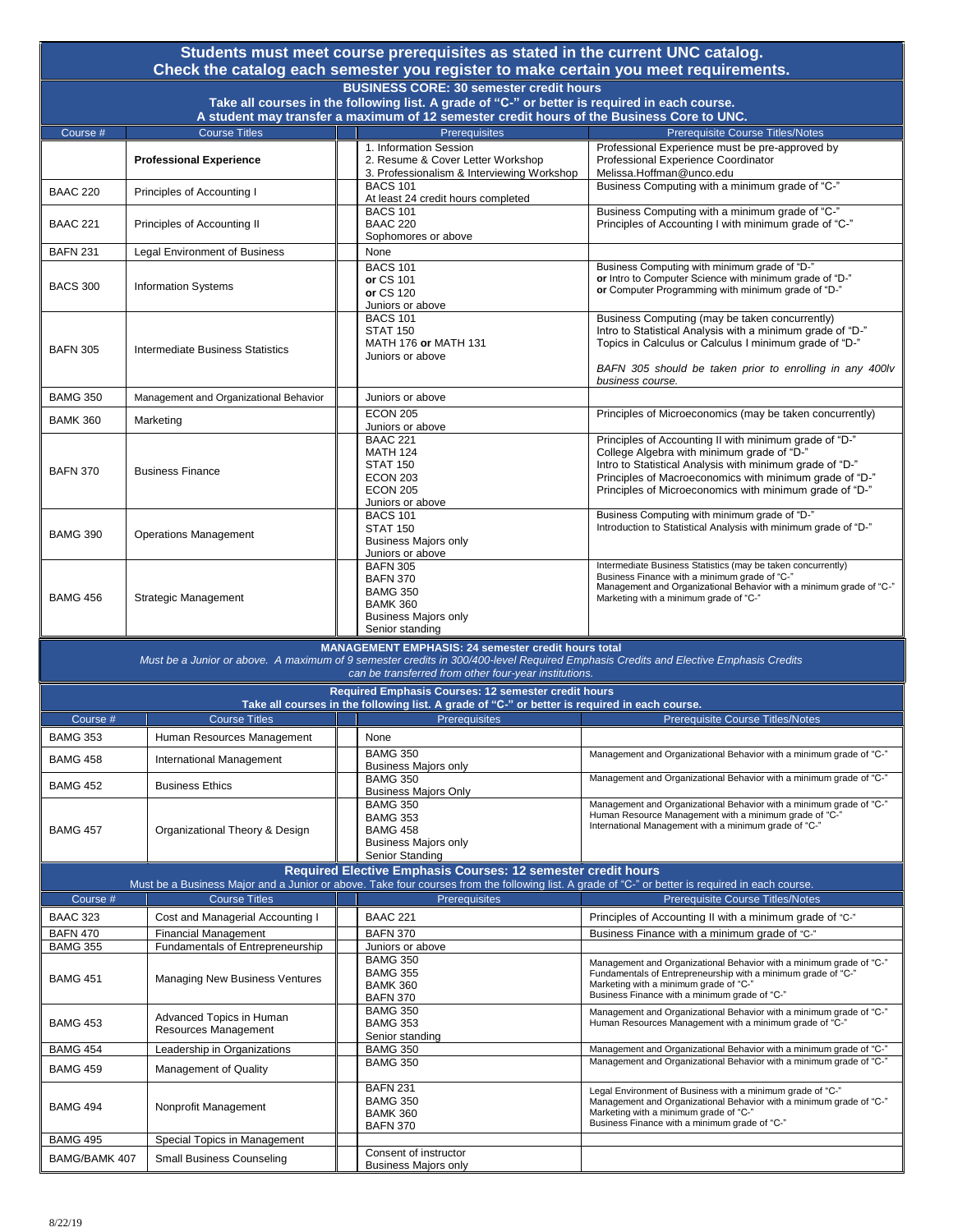**Students must meet course prerequisites as stated in the current UNC catalog.**
**Check the catalog each semester you register to make certain you meet requirements.**

## BUSINESS CORE: 30 semester credit hours

**Take all courses in the following list. A grade of "C-" or better is required in each course.**
**A student may transfer a maximum of 12 semester credit hours of the Business Core to UNC.**

| Course # | Course Titles | Prerequisites | Prerequisite Course Titles/Notes |
|---|---|---|---|
| | **Professional Experience** | 1. Information Session<br>2. Resume & Cover Letter Workshop<br>3. Professionalism & Interviewing Workshop | Professional Experience must be pre-approved by Professional Experience Coordinator Melissa.Hoffman@unco.edu |
| BAAC 220 | Principles of Accounting I | BACS 101<br>At least 24 credit hours completed | Business Computing with a minimum grade of "C-" |
| BAAC 221 | Principles of Accounting II | BACS 101<br>BAAC 220<br>Sophomores or above | Business Computing with a minimum grade of "C-"<br>Principles of Accounting I with minimum grade of "C-" |
| BAFN 231 | Legal Environment of Business | None | |
| BACS 300 | Information Systems | BACS 101<br>**or** CS 101<br>**or** CS 120<br>Juniors or above | Business Computing with minimum grade of "D-"<br>**or** Intro to Computer Science with minimum grade of "D-"<br>**or** Computer Programming with minimum grade of "D-" |
| BAFN 305 | Intermediate Business Statistics | BACS 101<br>STAT 150<br>MATH 176 **or** MATH 131<br>Juniors or above | Business Computing (may be taken concurrently)<br>Intro to Statistical Analysis with a minimum grade of "D-"<br>Topics in Calculus or Calculus I minimum grade of "D-"<br><br>*BAFN 305 should be taken prior to enrolling in any 400lv business course.* |
| BAMG 350 | Management and Organizational Behavior | Juniors or above | |
| BAMK 360 | Marketing | ECON 205<br>Juniors or above | Principles of Microeconomics (may be taken concurrently) |
| BAFN 370 | Business Finance | BAAC 221<br>MATH 124<br>STAT 150<br>ECON 203<br>ECON 205<br>Juniors or above | Principles of Accounting II with minimum grade of "D-"<br>College Algebra with minimum grade of "D-"<br>Intro to Statistical Analysis with minimum grade of "D-"<br>Principles of Macroeconomics with minimum grade of "D-"<br>Principles of Microeconomics with minimum grade of "D-" |
| BAMG 390 | Operations Management | BACS 101<br>STAT 150<br>Business Majors only<br>Juniors or above | Business Computing with minimum grade of "D-"<br>Introduction to Statistical Analysis with minimum grade of "D-" |
| BAMG 456 | Strategic Management | BAFN 305<br>BAFN 370<br>BAMG 350<br>BAMK 360<br>Business Majors only<br>Senior standing | Intermediate Business Statistics (may be taken concurrently)<br>Business Finance with a minimum grade of "C-"<br>Management and Organizational Behavior with a minimum grade of "C-"<br>Marketing with a minimum grade of "C-" |

## MANAGEMENT EMPHASIS: 24 semester credit hours total

*Must be a Junior or above. A maximum of 9 semester credits in 300/400-level Required Emphasis Credits and Elective Emphasis Credits can be transferred from other four-year institutions.*

### Required Emphasis Courses: 12 semester credit hours

**Take all courses in the following list. A grade of "C-" or better is required in each course.**

| Course # | Course Titles | Prerequisites | Prerequisite Course Titles/Notes |
|---|---|---|---|
| BAMG 353 | Human Resources Management | None | |
| BAMG 458 | International Management | BAMG 350<br>Business Majors only | Management and Organizational Behavior with a minimum grade of "C-" |
| BAMG 452 | Business Ethics | BAMG 350<br>Business Majors Only | Management and Organizational Behavior with a minimum grade of "C-" |
| BAMG 457 | Organizational Theory & Design | BAMG 350<br>BAMG 353<br>BAMG 458<br>Business Majors only<br>Senior Standing | Management and Organizational Behavior with a minimum grade of "C-"<br>Human Resource Management with a minimum grade of "C-"<br>International Management with a minimum grade of "C-" |

### Required Elective Emphasis Courses: 12 semester credit hours

Must be a Business Major and a Junior or above. Take four courses from the following list. A grade of "C-" or better is required in each course.

| Course # | Course Titles | Prerequisites | Prerequisite Course Titles/Notes |
|---|---|---|---|
| BAAC 323 | Cost and Managerial Accounting I | BAAC 221 | Principles of Accounting II with a minimum grade of "C-" |
| BAFN 470 | Financial Management | BAFN 370 | Business Finance with a minimum grade of "C-" |
| BAMG 355 | Fundamentals of Entrepreneurship | Juniors or above | |
| BAMG 451 | Managing New Business Ventures | BAMG 350<br>BAMG 355<br>BAMK 360<br>BAFN 370 | Management and Organizational Behavior with a minimum grade of "C-"<br>Fundamentals of Entrepreneurship with a minimum grade of "C-"<br>Marketing with a minimum grade of "C-"<br>Business Finance with a minimum grade of "C-" |
| BAMG 453 | Advanced Topics in Human Resources Management | BAMG 350<br>BAMG 353<br>Senior standing | Management and Organizational Behavior with a minimum grade of "C-"<br>Human Resources Management with a minimum grade of "C-" |
| BAMG 454 | Leadership in Organizations | BAMG 350 | Management and Organizational Behavior with a minimum grade of "C-" |
| BAMG 459 | Management of Quality | BAMG 350 | Management and Organizational Behavior with a minimum grade of "C-" |
| BAMG 494 | Nonprofit Management | BAFN 231<br>BAMG 350<br>BAMK 360<br>BAFN 370 | Legal Environment of Business with a minimum grade of "C-"<br>Management and Organizational Behavior with a minimum grade of "C-"<br>Marketing with a minimum grade of "C-"<br>Business Finance with a minimum grade of "C-" |
| BAMG 495 | Special Topics in Management | | |
| BAMG/BAMK 407 | Small Business Counseling | Consent of instructor<br>Business Majors only | |

8/22/19